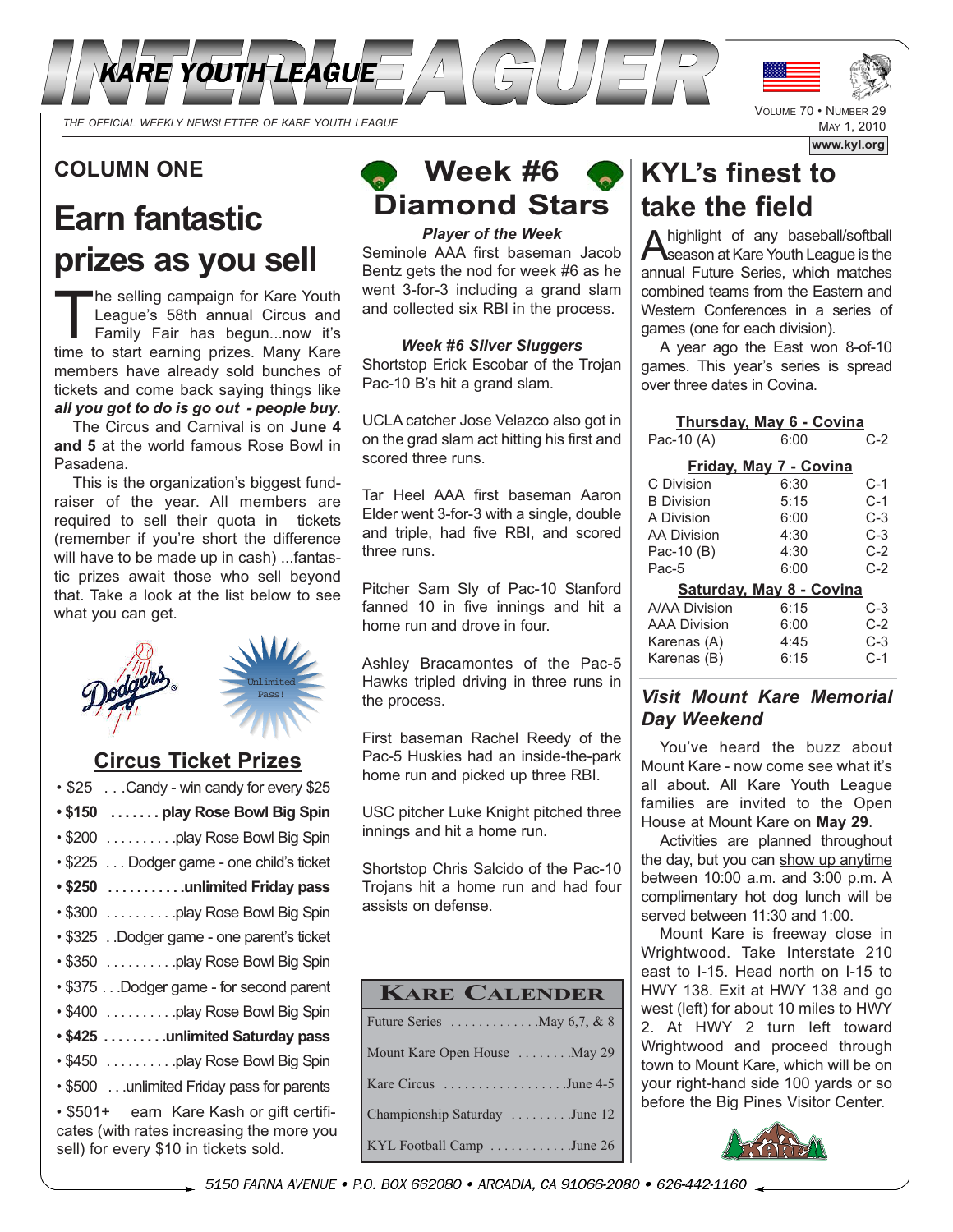# INTERLEAGUER

KARE YOUTH LEAGUE

THE OFFICIAL WEEKLY NEWSLETTER OF KARE YOUTH LEAGUE

VOLUME 70 • NUMBER 29
MAY 1, 2010

www.kyl.org

## COLUMN ONE

# Earn fantastic prizes as you sell

The selling campaign for Kare Youth League's 58th annual Circus and Family Fair has begun...now it's time to start earning prizes. Many Kare members have already sold bunches of tickets and come back saying things like ***all you got to do is go out - people buy***.

The Circus and Carnival is on **June 4 and 5** at the world famous Rose Bowl in Pasadena.

This is the organization's biggest fund-raiser of the year. All members are required to sell their quota in tickets (remember if you're short the difference will have to be made up in cash) ...fantastic prizes await those who sell beyond that. Take a look at the list below to see what you can get.

Unlimited Pass!

## Circus Ticket Prizes

- $25 . . .Candy - win candy for every $25
- **$150 . . . . . . . play Rose Bowl Big Spin**
- $200 . . . . . . . . . .play Rose Bowl Big Spin
- $225 . . . Dodger game - one child's ticket
- **$250 . . . . . . . . . . .unlimited Friday pass**
- $300 . . . . . . . . . .play Rose Bowl Big Spin
- $325 . .Dodger game - one parent's ticket
- $350 . . . . . . . . . .play Rose Bowl Big Spin
- $375 . . .Dodger game - for second parent
- $400 . . . . . . . . . .play Rose Bowl Big Spin
- **$425 . . . . . . . . .unlimited Saturday pass**
- $450 . . . . . . . . . .play Rose Bowl Big Spin
- $500 . . .unlimited Friday pass for parents
- $501+ earn Kare Kash or gift certificates (with rates increasing the more you sell) for every $10 in tickets sold.

# Week #6 Diamond Stars

***Player of the Week***

Seminole AAA first baseman Jacob Bentz gets the nod for week #6 as he went 3-for-3 including a grand slam and collected six RBI in the process.

***Week #6 Silver Sluggers***

Shortstop Erick Escobar of the Trojan Pac-10 B's hit a grand slam.

UCLA catcher Jose Velazco also got in on the grad slam act hitting his first and scored three runs.

Tar Heel AAA first baseman Aaron Elder went 3-for-3 with a single, double and triple, had five RBI, and scored three runs.

Pitcher Sam Sly of Pac-10 Stanford fanned 10 in five innings and hit a home run and drove in four.

Ashley Bracamontes of the Pac-5 Hawks tripled driving in three runs in the process.

First baseman Rachel Reedy of the Pac-5 Huskies had an inside-the-park home run and picked up three RBI.

USC pitcher Luke Knight pitched three innings and hit a home run.

Shortstop Chris Salcido of the Pac-10 Trojans hit a home run and had four assists on defense.

## KARE CALENDER

| Event | Date |
|---|---|
| Future Series | May 6,7, & 8 |
| Mount Kare Open House | May 29 |
| Kare Circus | June 4-5 |
| Championship Saturday | June 12 |
| KYL Football Camp | June 26 |

# KYL's finest to take the field

A highlight of any baseball/softball season at Kare Youth League is the annual Future Series, which matches combined teams from the Eastern and Western Conferences in a series of games (one for each division).

A year ago the East won 8-of-10 games. This year's series is spread over three dates in Covina.

| Thursday, May 6 - Covina | | |
|---|---|---|
| Pac-10 (A) | 6:00 | C-2 |
| **Friday, May 7 - Covina** | | |
| C Division | 6:30 | C-1 |
| B Division | 5:15 | C-1 |
| A Division | 6:00 | C-3 |
| AA Division | 4:30 | C-3 |
| Pac-10 (B) | 4:30 | C-2 |
| Pac-5 | 6:00 | C-2 |
| **Saturday, May 8 - Covina** | | |
| A/AA Division | 6:15 | C-3 |
| AAA Division | 6:00 | C-2 |
| Karenas (A) | 4:45 | C-3 |
| Karenas (B) | 6:15 | C-1 |

## *Visit Mount Kare Memorial Day Weekend*

You've heard the buzz about Mount Kare - now come see what it's all about. All Kare Youth League families are invited to the Open House at Mount Kare on **May 29**.

Activities are planned throughout the day, but you can show up anytime between 10:00 a.m. and 3:00 p.m. A complimentary hot dog lunch will be served between 11:30 and 1:00.

Mount Kare is freeway close in Wrightwood. Take Interstate 210 east to I-15. Head north on I-15 to HWY 138. Exit at HWY 138 and go west (left) for about 10 miles to HWY 2. At HWY 2 turn left toward Wrightwood and proceed through town to Mount Kare, which will be on your right-hand side 100 yards or so before the Big Pines Visitor Center.

5150 FARNA AVENUE • P.O. BOX 662080 • ARCADIA, CA 91066-2080 • 626-442-1160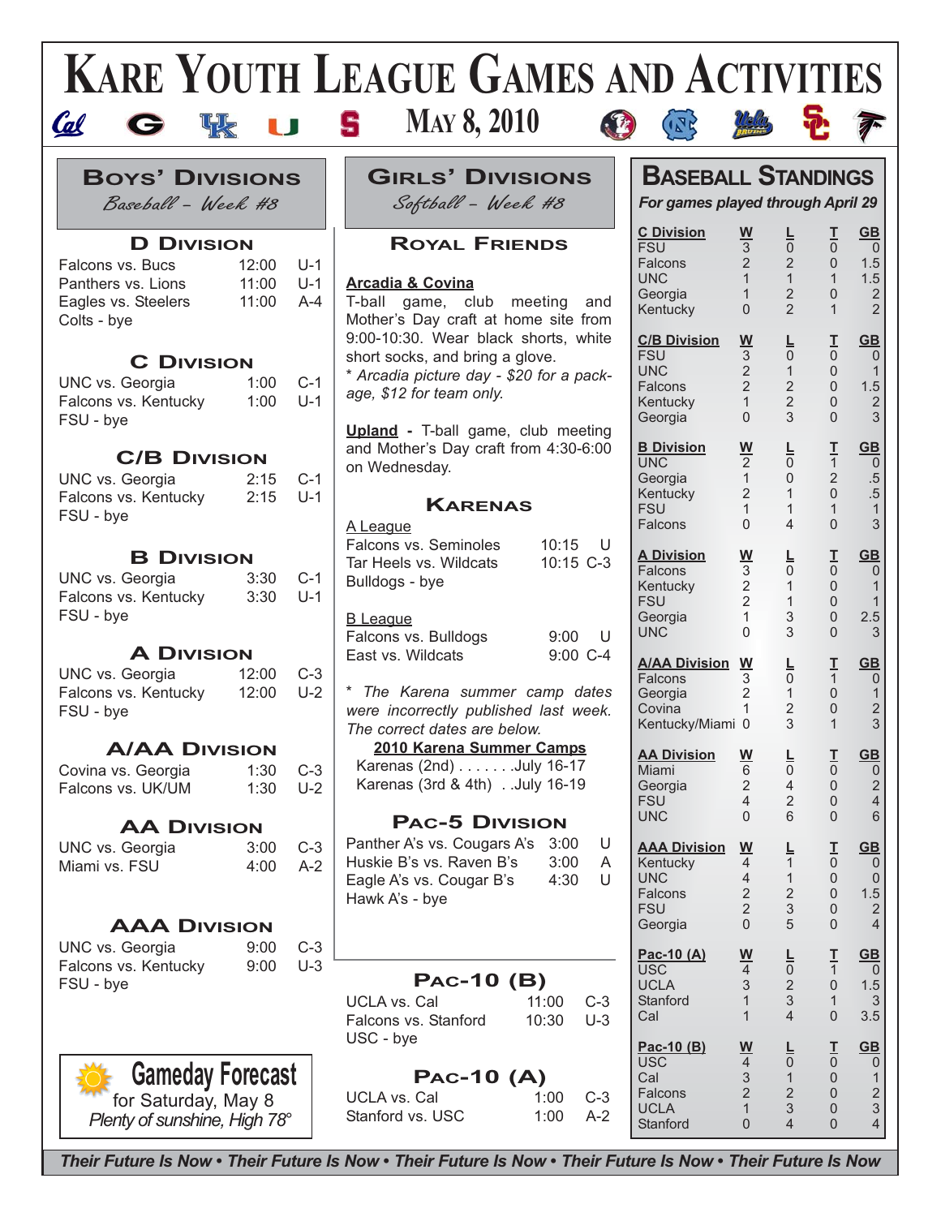# Kare Youth League Games and Activities

## May 8, 2010

## Boys' Divisions

*Baseball – Week #8*

### D Division

| | | |
|---|---|---|
| Falcons vs. Bucs | 12:00 | U-1 |
| Panthers vs. Lions | 11:00 | U-1 |
| Eagles vs. Steelers | 11:00 | A-4 |
| Colts - bye | | |

### C Division

| | | |
|---|---|---|
| UNC vs. Georgia | 1:00 | C-1 |
| Falcons vs. Kentucky | 1:00 | U-1 |
| FSU - bye | | |

### C/B Division

| | | |
|---|---|---|
| UNC vs. Georgia | 2:15 | C-1 |
| Falcons vs. Kentucky | 2:15 | U-1 |
| FSU - bye | | |

### B Division

| | | |
|---|---|---|
| UNC vs. Georgia | 3:30 | C-1 |
| Falcons vs. Kentucky | 3:30 | U-1 |
| FSU - bye | | |

### A Division

| | | |
|---|---|---|
| UNC vs. Georgia | 12:00 | C-3 |
| Falcons vs. Kentucky | 12:00 | U-2 |
| FSU - bye | | |

### A/AA Division

| | | |
|---|---|---|
| Covina vs. Georgia | 1:30 | C-3 |
| Falcons vs. UK/UM | 1:30 | U-2 |

### AA Division

| | | |
|---|---|---|
| UNC vs. Georgia | 3:00 | C-3 |
| Miami vs. FSU | 4:00 | A-2 |

### AAA Division

| | | |
|---|---|---|
| UNC vs. Georgia | 9:00 | C-3 |
| Falcons vs. Kentucky | 9:00 | U-3 |
| FSU - bye | | |

**Gameday Forecast**
for Saturday, May 8
*Plenty of sunshine, High 78°*

## Girls' Divisions

*Softball – Week #8*

### Royal Friends

**Arcadia & Covina**
T-ball game, club meeting and Mother's Day craft at home site from 9:00-10:30. Wear black shorts, white short socks, and bring a glove.
*\* Arcadia picture day - $20 for a package, $12 for team only.*

**Upland** - T-ball game, club meeting and Mother's Day craft from 4:30-6:00 on Wednesday.

### Karenas

A League

| | | |
|---|---|---|
| Falcons vs. Seminoles | 10:15 | U |
| Tar Heels vs. Wildcats | 10:15 | C-3 |
| Bulldogs - bye | | |

B League

| | | |
|---|---|---|
| Falcons vs. Bulldogs | 9:00 | U |
| East vs. Wildcats | 9:00 | C-4 |

*\* The Karena summer camp dates were incorrectly published last week. The correct dates are below.*

**2010 Karena Summer Camps**
Karenas (2nd) . . . . . . .July 16-17
Karenas (3rd & 4th) . .July 16-19

### Pac-5 Division

| | | |
|---|---|---|
| Panther A's vs. Cougars A's | 3:00 | U |
| Huskie B's vs. Raven B's | 3:00 | A |
| Eagle A's vs. Cougar B's | 4:30 | U |
| Hawk A's - bye | | |

### Pac-10 (B)

| | | |
|---|---|---|
| UCLA vs. Cal | 11:00 | C-3 |
| Falcons vs. Stanford | 10:30 | U-3 |
| USC - bye | | |

### Pac-10 (A)

| | | |
|---|---|---|
| UCLA vs. Cal | 1:00 | C-3 |
| Stanford vs. USC | 1:00 | A-2 |

## Baseball Standings

*For games played through April 29*

| C Division | W | L | T | GB |
|---|---|---|---|---|
| FSU | 3 | 0 | 0 | 0 |
| Falcons | 2 | 2 | 0 | 1.5 |
| UNC | 1 | 1 | 1 | 1.5 |
| Georgia | 1 | 2 | 0 | 2 |
| Kentucky | 0 | 2 | 1 | 2 |

| C/B Division | W | L | T | GB |
|---|---|---|---|---|
| FSU | 3 | 0 | 0 | 0 |
| UNC | 2 | 1 | 0 | 1 |
| Falcons | 2 | 2 | 0 | 1.5 |
| Kentucky | 1 | 2 | 0 | 2 |
| Georgia | 0 | 3 | 0 | 3 |

| B Division | W | L | T | GB |
|---|---|---|---|---|
| UNC | 2 | 0 | 1 | 0 |
| Georgia | 1 | 0 | 2 | .5 |
| Kentucky | 2 | 1 | 0 | .5 |
| FSU | 1 | 1 | 1 | 1 |
| Falcons | 0 | 4 | 0 | 3 |

| A Division | W | L | T | GB |
|---|---|---|---|---|
| Falcons | 3 | 0 | 0 | 0 |
| Kentucky | 2 | 1 | 0 | 1 |
| FSU | 2 | 1 | 0 | 1 |
| Georgia | 1 | 3 | 0 | 2.5 |
| UNC | 0 | 3 | 0 | 3 |

| A/AA Division | W | L | T | GB |
|---|---|---|---|---|
| Falcons | 3 | 0 | 1 | 0 |
| Georgia | 2 | 1 | 0 | 1 |
| Covina | 1 | 2 | 0 | 2 |
| Kentucky/Miami | 0 | 3 | 1 | 3 |

| AA Division | W | L | T | GB |
|---|---|---|---|---|
| Miami | 6 | 0 | 0 | 0 |
| Georgia | 2 | 4 | 0 | 2 |
| FSU | 4 | 2 | 0 | 4 |
| UNC | 0 | 6 | 0 | 6 |

| AAA Division | W | L | T | GB |
|---|---|---|---|---|
| Kentucky | 4 | 1 | 0 | 0 |
| UNC | 4 | 1 | 0 | 0 |
| Falcons | 2 | 2 | 0 | 1.5 |
| FSU | 2 | 3 | 0 | 2 |
| Georgia | 0 | 5 | 0 | 4 |

| Pac-10 (A) | W | L | T | GB |
|---|---|---|---|---|
| USC | 4 | 0 | 1 | 0 |
| UCLA | 3 | 2 | 0 | 1.5 |
| Stanford | 1 | 3 | 1 | 3 |
| Cal | 1 | 4 | 0 | 3.5 |

| Pac-10 (B) | W | L | T | GB |
|---|---|---|---|---|
| USC | 4 | 0 | 0 | 0 |
| Cal | 3 | 1 | 0 | 1 |
| Falcons | 2 | 2 | 0 | 2 |
| UCLA | 1 | 3 | 0 | 3 |
| Stanford | 0 | 4 | 0 | 4 |

*Their Future Is Now • Their Future Is Now • Their Future Is Now • Their Future Is Now • Their Future Is Now*